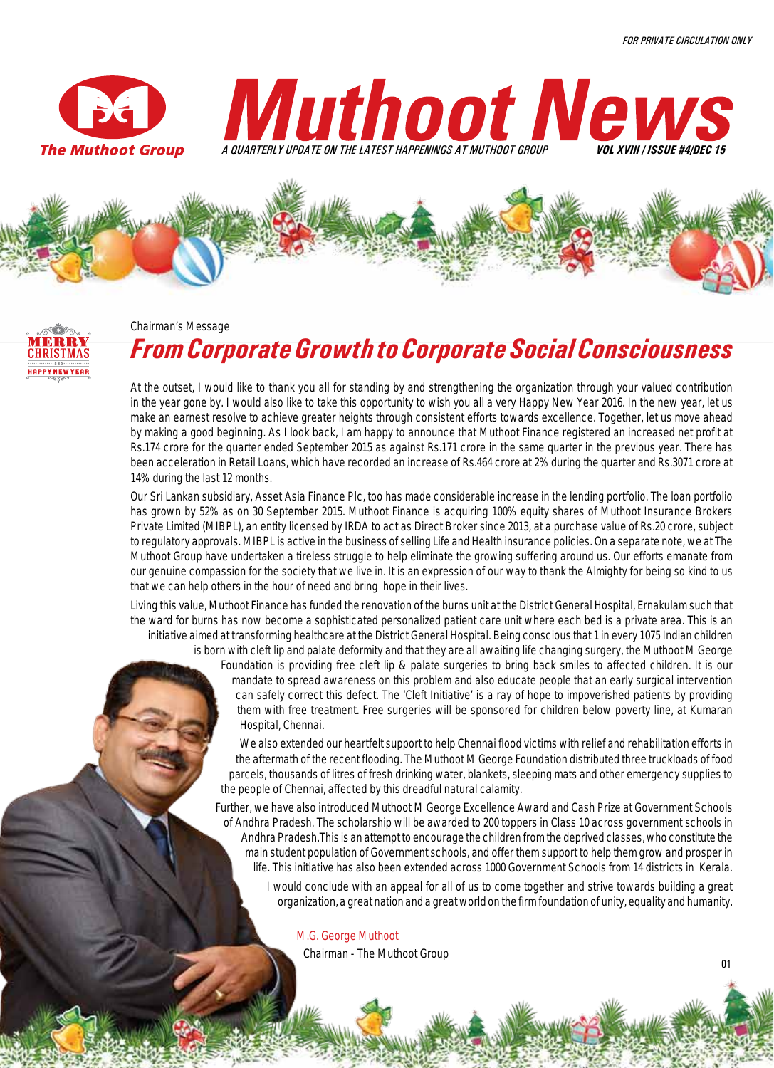FOR PRIVATE CIRCULATION ONLY

The Muthoot Group

# Muthoot News

A QUARTERLY UPDATE ON THE LATEST HAPPENINGS AT MUTHOOT GROUP

VOL XVIII / ISSUE #4/DEC 15

MERRY CHRISTMAS AND HAPPY NEW YEAR

Chairman's Message

## *From Corporate Growth to Corporate Social Consciousness*

At the outset, I would like to thank you all for standing by and strengthening the organization through your valued contribution in the year gone by. I would also like to take this opportunity to wish you all a very Happy New Year 2016. In the new year, let us make an earnest resolve to achieve greater heights through consistent efforts towards excellence. Together, let us move ahead by making a good beginning. As I look back, I am happy to announce that Muthoot Finance registered an increased net profit at Rs.174 crore for the quarter ended September 2015 as against Rs.171 crore in the same quarter in the previous year. There has been acceleration in Retail Loans, which have recorded an increase of Rs.464 crore at 2% during the quarter and Rs.3071 crore at 14% during the last 12 months.

Our Sri Lankan subsidiary, Asset Asia Finance Plc, too has made considerable increase in the lending portfolio. The loan portfolio has grown by 52% as on 30 September 2015. Muthoot Finance is acquiring 100% equity shares of Muthoot Insurance Brokers Private Limited (MIBPL), an entity licensed by IRDA to act as Direct Broker since 2013, at a purchase value of Rs.20 crore, subject to regulatory approvals. MIBPL is active in the business of selling Life and Health insurance policies. On a separate note, we at The Muthoot Group have undertaken a tireless struggle to help eliminate the growing suffering around us. Our efforts emanate from our genuine compassion for the society that we live in. It is an expression of our way to thank the Almighty for being so kind to us that we can help others in the hour of need and bring hope in their lives.

Living this value, Muthoot Finance has funded the renovation of the burns unit at the District General Hospital, Ernakulam such that the ward for burns has now become a sophisticated personalized patient care unit where each bed is a private area. This is an initiative aimed at transforming healthcare at the District General Hospital. Being conscious that 1 in every 1075 Indian children is born with cleft lip and palate deformity and that they are all awaiting life changing surgery, the Muthoot M George Foundation is providing free cleft lip & palate surgeries to bring back smiles to affected children. It is our mandate to spread awareness on this problem and also educate people that an early surgical intervention can safely correct this defect. The 'Cleft Initiative' is a ray of hope to impoverished patients by providing them with free treatment. Free surgeries will be sponsored for children below poverty line, at Kumaran Hospital, Chennai.

We also extended our heartfelt support to help Chennai flood victims with relief and rehabilitation efforts in the aftermath of the recent flooding. The Muthoot M George Foundation distributed three truckloads of food parcels, thousands of litres of fresh drinking water, blankets, sleeping mats and other emergency supplies to the people of Chennai, affected by this dreadful natural calamity.

Further, we have also introduced Muthoot M George Excellence Award and Cash Prize at Government Schools of Andhra Pradesh. The scholarship will be awarded to 200 toppers in Class 10 across government schools in Andhra Pradesh.This is an attempt to encourage the children from the deprived classes, who constitute the main student population of Government schools, and offer them support to help them grow and prosper in life. This initiative has also been extended across 1000 Government Schools from 14 districts in Kerala.

I would conclude with an appeal for all of us to come together and strive towards building a great organization, a great nation and a great world on the firm foundation of unity, equality and humanity.

M.G. George Muthoot
Chairman - The Muthoot Group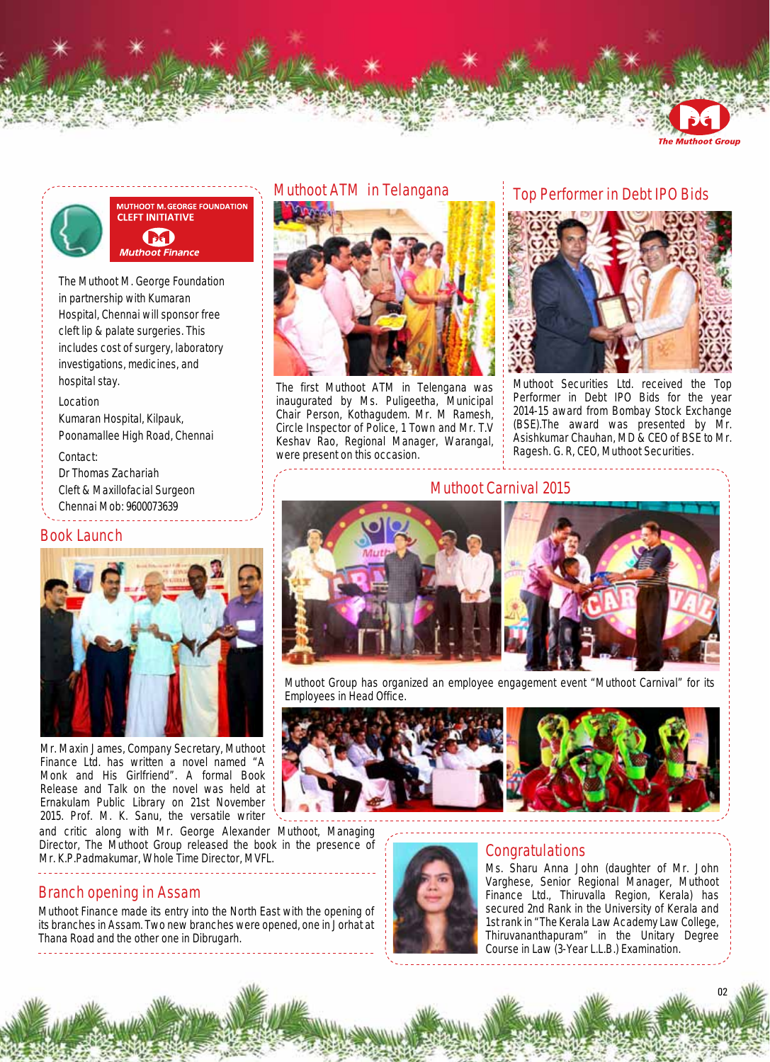## MUTHOOT M. GEORGE FOUNDATION CLEFT INITIATIVE

Muthoot Finance

The Muthoot M. George Foundation in partnership with Kumaran Hospital, Chennai will sponsor free cleft lip & palate surgeries. This includes cost of surgery, laboratory investigations, medicines, and hospital stay.

Location
Kumaran Hospital, Kilpauk, Poonamallee High Road, Chennai

Contact:
Dr Thomas Zachariah
Cleft & Maxillofacial Surgeon
Chennai Mob: 9600073639

## Book Launch

Mr. Maxin James, Company Secretary, Muthoot Finance Ltd. has written a novel named "A Monk and His Girlfriend". A formal Book Release and Talk on the novel was held at Ernakulam Public Library on 21st November 2015. Prof. M. K. Sanu, the versatile writer and critic along with Mr. George Alexander Muthoot, Managing Director, The Muthoot Group released the book in the presence of Mr. K.P.Padmakumar, Whole Time Director, MVFL.

## Branch opening in Assam

Muthoot Finance made its entry into the North East with the opening of its branches in Assam. Two new branches were opened, one in Jorhat at Thana Road and the other one in Dibrugarh.

## Muthoot ATM in Telangana

The first Muthoot ATM in Telengana was inaugurated by Ms. Puligeetha, Municipal Chair Person, Kothagudem. Mr. M Ramesh, Circle Inspector of Police, 1 Town and Mr. T.V Keshav Rao, Regional Manager, Warangal, were present on this occasion.

## Top Performer in Debt IPO Bids

Muthoot Securities Ltd. received the Top Performer in Debt IPO Bids for the year 2014-15 award from Bombay Stock Exchange (BSE).The award was presented by Mr. Asishkumar Chauhan, MD & CEO of BSE to Mr. Ragesh. G. R, CEO, Muthoot Securities.

## Muthoot Carnival 2015

Muthoot Group has organized an employee engagement event "Muthoot Carnival" for its Employees in Head Office.

## Congratulations

Ms. Sharu Anna John (daughter of Mr. John Varghese, Senior Regional Manager, Muthoot Finance Ltd., Thiruvalla Region, Kerala) has secured 2nd Rank in the University of Kerala and 1st rank in "The Kerala Law Academy Law College, Thiruvananthapuram" in the Unitary Degree Course in Law (3-Year L.L.B.) Examination.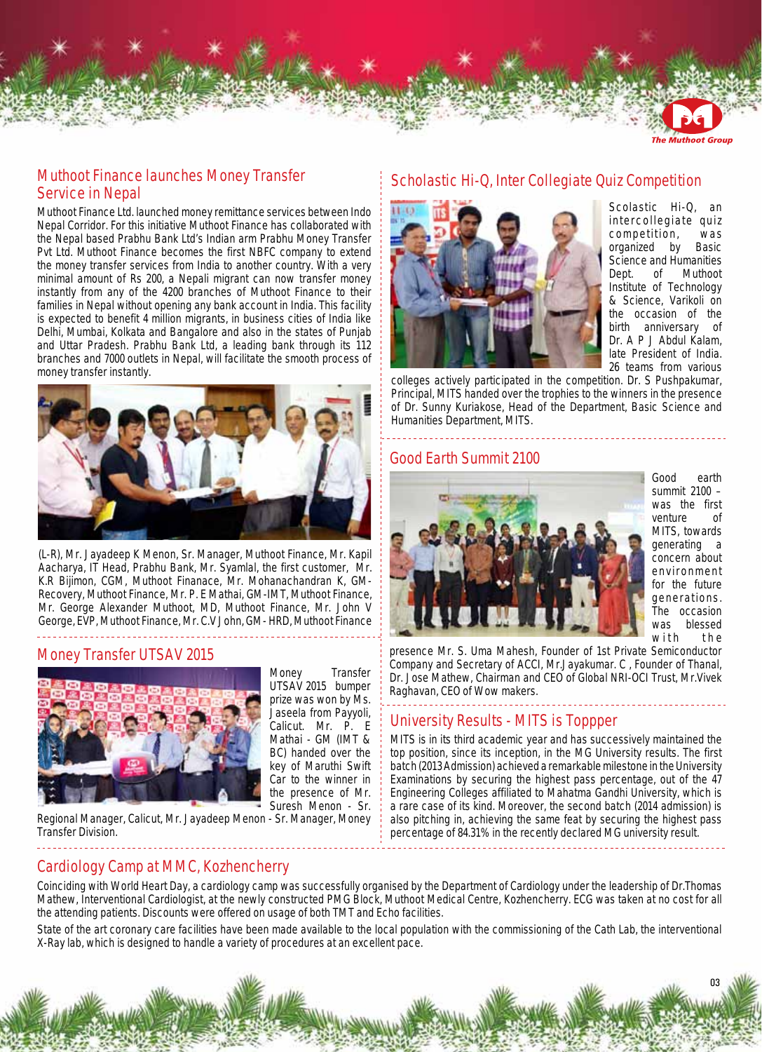## Muthoot Finance launches Money Transfer Service in Nepal

Muthoot Finance Ltd. launched money remittance services between Indo Nepal Corridor. For this initiative Muthoot Finance has collaborated with the Nepal based Prabhu Bank Ltd's Indian arm Prabhu Money Transfer Pvt Ltd. Muthoot Finance becomes the first NBFC company to extend the money transfer services from India to another country. With a very minimal amount of Rs 200, a Nepali migrant can now transfer money instantly from any of the 4200 branches of Muthoot Finance to their families in Nepal without opening any bank account in India. This facility is expected to benefit 4 million migrants, in business cities of India like Delhi, Mumbai, Kolkata and Bangalore and also in the states of Punjab and Uttar Pradesh. Prabhu Bank Ltd, a leading bank through its 112 branches and 7000 outlets in Nepal, will facilitate the smooth process of money transfer instantly.

(L-R), Mr. Jayadeep K Menon, Sr. Manager, Muthoot Finance, Mr. Kapil Aacharya, IT Head, Prabhu Bank, Mr. Syamlal, the first customer, Mr. K.R Bijimon, CGM, Muthoot Finanace, Mr. Mohanachandran K, GM-Recovery, Muthoot Finance, Mr. P. E Mathai, GM-IMT, Muthoot Finance, Mr. George Alexander Muthoot, MD, Muthoot Finance, Mr. John V George, EVP, Muthoot Finance, Mr. C.V John, GM- HRD, Muthoot Finance

## Money Transfer UTSAV 2015

Money Transfer UTSAV 2015 bumper prize was won by Ms. Jaseela from Payyoli, Calicut. Mr. P. E Mathai - GM (IMT & BC) handed over the key of Maruthi Swift Car to the winner in the presence of Mr. Suresh Menon - Sr. Regional Manager, Calicut, Mr. Jayadeep Menon - Sr. Manager, Money Transfer Division.

## Scholastic Hi-Q, Inter Collegiate Quiz Competition

Scolastic Hi-Q, an intercollegiate quiz competition, was organized by Basic Science and Humanities Dept. of Muthoot Institute of Technology & Science, Varikoli on the occasion of the birth anniversary of Dr. A P J Abdul Kalam, late President of India. 26 teams from various colleges actively participated in the competition. Dr. S Pushpakumar, Principal, MITS handed over the trophies to the winners in the presence of Dr. Sunny Kuriakose, Head of the Department, Basic Science and Humanities Department, MITS.

## Good Earth Summit 2100

Good earth summit 2100 – was the first venture of MITS, towards generating a concern about environment for the future generations. The occasion was blessed with the presence Mr. S. Uma Mahesh, Founder of 1st Private Semiconductor Company and Secretary of ACCI, Mr.Jayakumar. C , Founder of Thanal, Dr. Jose Mathew, Chairman and CEO of Global NRI-OCI Trust, Mr.Vivek Raghavan, CEO of Wow makers.

## University Results - MITS is Toppper

MITS is in its third academic year and has successively maintained the top position, since its inception, in the MG University results. The first batch (2013 Admission) achieved a remarkable milestone in the University Examinations by securing the highest pass percentage, out of the 47 Engineering Colleges affiliated to Mahatma Gandhi University, which is a rare case of its kind. Moreover, the second batch (2014 admission) is also pitching in, achieving the same feat by securing the highest pass percentage of 84.31% in the recently declared MG university result.

## Cardiology Camp at MMC, Kozhencherry

Coinciding with World Heart Day, a cardiology camp was successfully organised by the Department of Cardiology under the leadership of Dr.Thomas Mathew, Interventional Cardiologist, at the newly constructed PMG Block, Muthoot Medical Centre, Kozhencherry. ECG was taken at no cost for all the attending patients. Discounts were offered on usage of both TMT and Echo facilities.

State of the art coronary care facilities have been made available to the local population with the commissioning of the Cath Lab, the interventional X-Ray lab, which is designed to handle a variety of procedures at an excellent pace.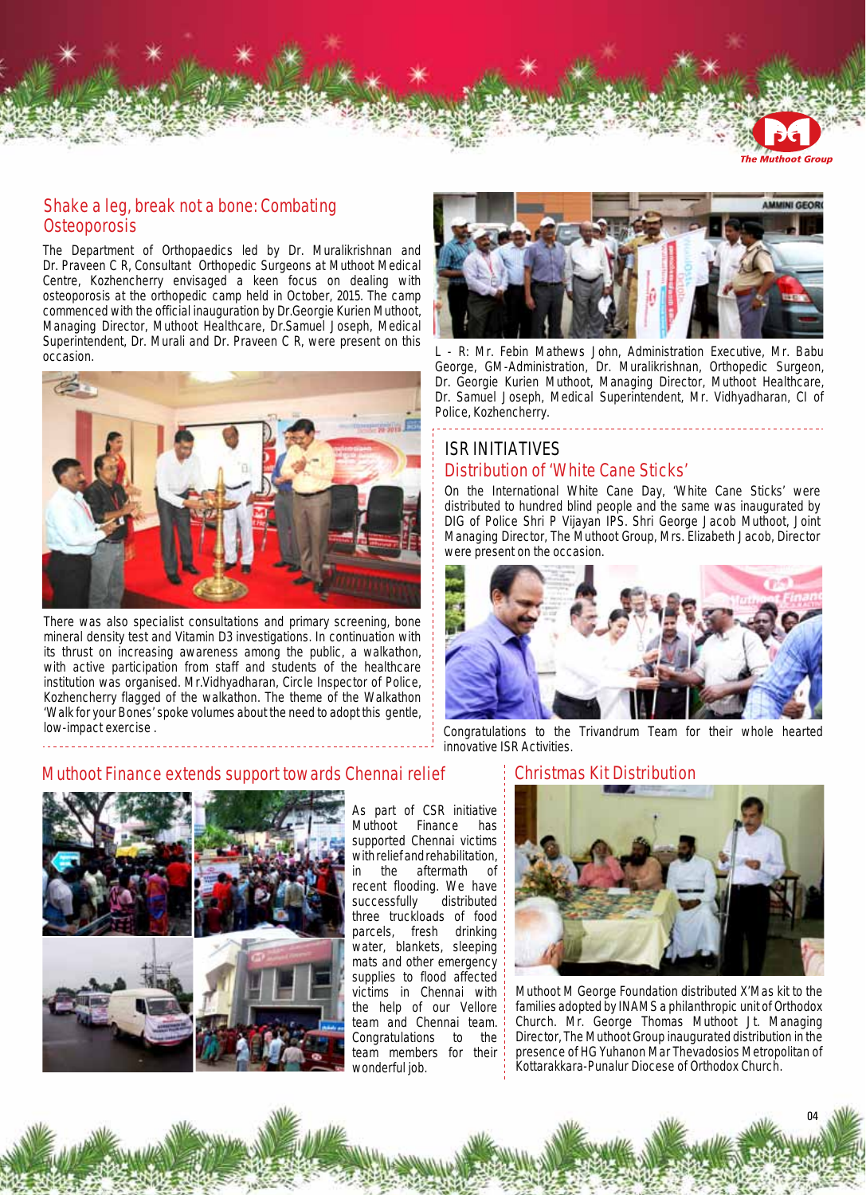## Shake a leg, break not a bone: Combating Osteoporosis

The Department of Orthopaedics led by Dr. Muralikrishnan and Dr. Praveen C R, Consultant Orthopedic Surgeons at Muthoot Medical Centre, Kozhencherry envisaged a keen focus on dealing with osteoporosis at the orthopedic camp held in October, 2015. The camp commenced with the official inauguration by Dr.Georgie Kurien Muthoot, Managing Director, Muthoot Healthcare, Dr.Samuel Joseph, Medical Superintendent, Dr. Murali and Dr. Praveen C R, were present on this occasion.

There was also specialist consultations and primary screening, bone mineral density test and Vitamin D3 investigations. In continuation with its thrust on increasing awareness among the public, a walkathon, with active participation from staff and students of the healthcare institution was organised. Mr.Vidhyadharan, Circle Inspector of Police, Kozhencherry flagged of the walkathon. The theme of the Walkathon 'Walk for your Bones' spoke volumes about the need to adopt this gentle, low-impact exercise .

L - R: Mr. Febin Mathews John, Administration Executive, Mr. Babu George, GM-Administration, Dr. Muralikrishnan, Orthopedic Surgeon, Dr. Georgie Kurien Muthoot, Managing Director, Muthoot Healthcare, Dr. Samuel Joseph, Medical Superintendent, Mr. Vidhyadharan, CI of Police, Kozhencherry.

## ISR INITIATIVES

### Distribution of 'White Cane Sticks'

On the International White Cane Day, 'White Cane Sticks' were distributed to hundred blind people and the same was inaugurated by DIG of Police Shri P Vijayan IPS. Shri George Jacob Muthoot, Joint Managing Director, The Muthoot Group, Mrs. Elizabeth Jacob, Director were present on the occasion.

Congratulations to the Trivandrum Team for their whole hearted innovative ISR Activities.

## Muthoot Finance extends support towards Chennai relief

As part of CSR initiative Muthoot Finance has supported Chennai victims with relief and rehabilitation, in the aftermath of recent flooding. We have successfully distributed three truckloads of food parcels, fresh drinking water, blankets, sleeping mats and other emergency supplies to flood affected victims in Chennai with the help of our Vellore team and Chennai team. Congratulations to the team members for their wonderful job.

## Christmas Kit Distribution

Muthoot M George Foundation distributed X'Mas kit to the families adopted by INAMS a philanthropic unit of Orthodox Church. Mr. George Thomas Muthoot Jt. Managing Director, The Muthoot Group inaugurated distribution in the presence of HG Yuhanon Mar Thevadosios Metropolitan of Kottarakkara-Punalur Diocese of Orthodox Church.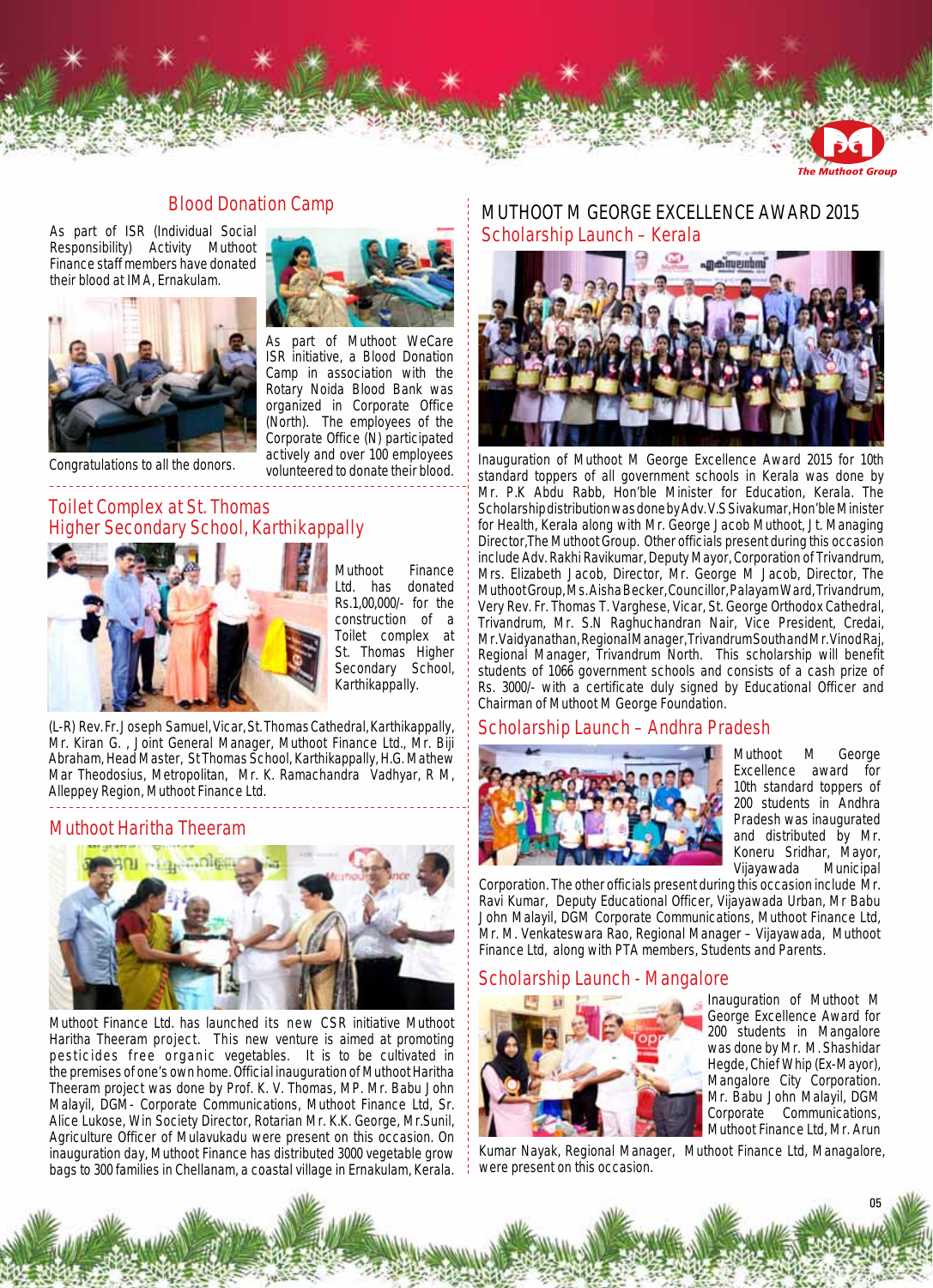## Blood Donation Camp

As part of ISR (Individual Social Responsibility) Activity Muthoot Finance staff members have donated their blood at IMA, Ernakulam.

Congratulations to all the donors.

As part of Muthoot WeCare ISR initiative, a Blood Donation Camp in association with the Rotary Noida Blood Bank was organized in Corporate Office (North). The employees of the Corporate Office (N) participated actively and over 100 employees volunteered to donate their blood.

## Toilet Complex at St. Thomas Higher Secondary School, Karthikappally

Muthoot Finance Ltd. has donated Rs.1,00,000/- for the construction of a Toilet complex at St. Thomas Higher Secondary School, Karthikappally.

(L-R) Rev. Fr. Joseph Samuel, Vicar, St. Thomas Cathedral, Karthikappally, Mr. Kiran G. , Joint General Manager, Muthoot Finance Ltd., Mr. Biji Abraham, Head Master, St Thomas School, Karthikappally, H.G. Mathew Mar Theodosius, Metropolitan, Mr. K. Ramachandra Vadhyar, R M, Alleppey Region, Muthoot Finance Ltd.

## Muthoot Haritha Theeram

Muthoot Finance Ltd. has launched its new CSR initiative Muthoot Haritha Theeram project. This new venture is aimed at promoting pesticides free organic vegetables. It is to be cultivated in the premises of one's own home. Official inauguration of Muthoot Haritha Theeram project was done by Prof. K. V. Thomas, MP. Mr. Babu John Malayil, DGM- Corporate Communications, Muthoot Finance Ltd, Sr. Alice Lukose, Win Society Director, Rotarian Mr. K.K. George, Mr.Sunil, Agriculture Officer of Mulavukadu were present on this occasion. On inauguration day, Muthoot Finance has distributed 3000 vegetable grow bags to 300 families in Chellanam, a coastal village in Ernakulam, Kerala.

## MUTHOOT M GEORGE EXCELLENCE AWARD 2015

### Scholarship Launch – Kerala

Inauguration of Muthoot M George Excellence Award 2015 for 10th standard toppers of all government schools in Kerala was done by Mr. P.K Abdu Rabb, Hon'ble Minister for Education, Kerala. The Scholarship distribution was done by Adv. V.S Sivakumar, Hon'ble Minister for Health, Kerala along with Mr. George Jacob Muthoot, Jt. Managing Director, The Muthoot Group. Other officials present during this occasion include Adv. Rakhi Ravikumar, Deputy Mayor, Corporation of Trivandrum, Mrs. Elizabeth Jacob, Director, Mr. George M Jacob, Director, The Muthoot Group, Ms. Aisha Becker, Councillor, Palayam Ward, Trivandrum, Very Rev. Fr. Thomas T. Varghese, Vicar, St. George Orthodox Cathedral, Trivandrum, Mr. S.N Raghuchandran Nair, Vice President, Credai, Mr. Vaidyanathan, Regional Manager, Trivandrum South and Mr. Vinod Raj, Regional Manager, Trivandrum North. This scholarship will benefit students of 1066 government schools and consists of a cash prize of Rs. 3000/- with a certificate duly signed by Educational Officer and Chairman of Muthoot M George Foundation.

### Scholarship Launch – Andhra Pradesh

Muthoot M George Excellence award for 10th standard toppers of 200 students in Andhra Pradesh was inaugurated and distributed by Mr. Koneru Sridhar, Mayor, Vijayawada Municipal Corporation. The other officials present during this occasion include Mr. Ravi Kumar, Deputy Educational Officer, Vijayawada Urban, Mr Babu John Malayil, DGM Corporate Communications, Muthoot Finance Ltd, Mr. M. Venkateswara Rao, Regional Manager – Vijayawada, Muthoot Finance Ltd, along with PTA members, Students and Parents.

### Scholarship Launch - Mangalore

Inauguration of Muthoot M George Excellence Award for 200 students in Mangalore was done by Mr. M. Shashidar Hegde, Chief Whip (Ex-Mayor), Mangalore City Corporation. Mr. Babu John Malayil, DGM Corporate Communications, Muthoot Finance Ltd, Mr. Arun Kumar Nayak, Regional Manager, Muthoot Finance Ltd, Managalore, were present on this occasion.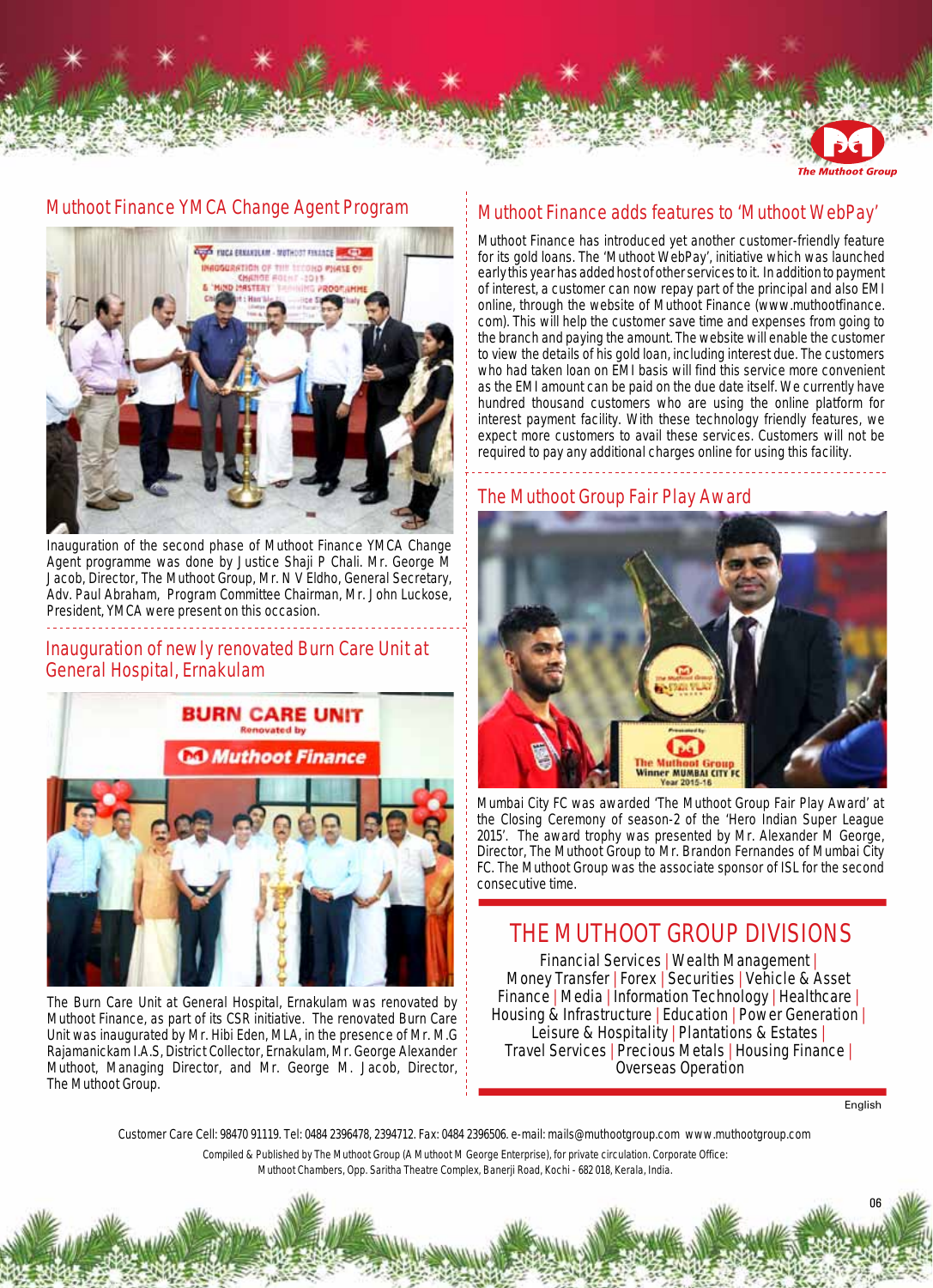## Muthoot Finance YMCA Change Agent Program

Inauguration of the second phase of Muthoot Finance YMCA Change Agent programme was done by Justice Shaji P Chali. Mr. George M Jacob, Director, The Muthoot Group, Mr. N V Eldho, General Secretary, Adv. Paul Abraham, Program Committee Chairman, Mr. John Luckose, President, YMCA were present on this occasion.

## Inauguration of newly renovated Burn Care Unit at General Hospital, Ernakulam

The Burn Care Unit at General Hospital, Ernakulam was renovated by Muthoot Finance, as part of its CSR initiative. The renovated Burn Care Unit was inaugurated by Mr. Hibi Eden, MLA, in the presence of Mr. M.G Rajamanickam I.A.S, District Collector, Ernakulam, Mr. George Alexander Muthoot, Managing Director, and Mr. George M. Jacob, Director, The Muthoot Group.

## Muthoot Finance adds features to 'Muthoot WebPay'

Muthoot Finance has introduced yet another customer-friendly feature for its gold loans. The 'Muthoot WebPay', initiative which was launched early this year has added host of other services to it. In addition to payment of interest, a customer can now repay part of the principal and also EMI online, through the website of Muthoot Finance (www.muthootfinance.com). This will help the customer save time and expenses from going to the branch and paying the amount. The website will enable the customer to view the details of his gold loan, including interest due. The customers who had taken loan on EMI basis will find this service more convenient as the EMI amount can be paid on the due date itself. We currently have hundred thousand customers who are using the online platform for interest payment facility. With these technology friendly features, we expect more customers to avail these services. Customers will not be required to pay any additional charges online for using this facility.

## The Muthoot Group Fair Play Award

Mumbai City FC was awarded 'The Muthoot Group Fair Play Award' at the Closing Ceremony of season-2 of the 'Hero Indian Super League 2015'. The award trophy was presented by Mr. Alexander M George, Director, The Muthoot Group to Mr. Brandon Fernandes of Mumbai City FC. The Muthoot Group was the associate sponsor of ISL for the second consecutive time.

## THE MUTHOOT GROUP DIVISIONS

Financial Services | Wealth Management | Money Transfer | Forex | Securities | Vehicle & Asset Finance | Media | Information Technology | Healthcare | Housing & Infrastructure | Education | Power Generation | Leisure & Hospitality | Plantations & Estates | Travel Services | Precious Metals | Housing Finance | Overseas Operation

English

Customer Care Cell: 98470 91119. Tel: 0484 2396478, 2394712. Fax: 0484 2396506. e-mail: mails@muthootgroup.com www.muthootgroup.com

Compiled & Published by The Muthoot Group (A Muthoot M George Enterprise), for private circulation. Corporate Office: Muthoot Chambers, Opp. Saritha Theatre Complex, Banerji Road, Kochi - 682 018, Kerala, India.